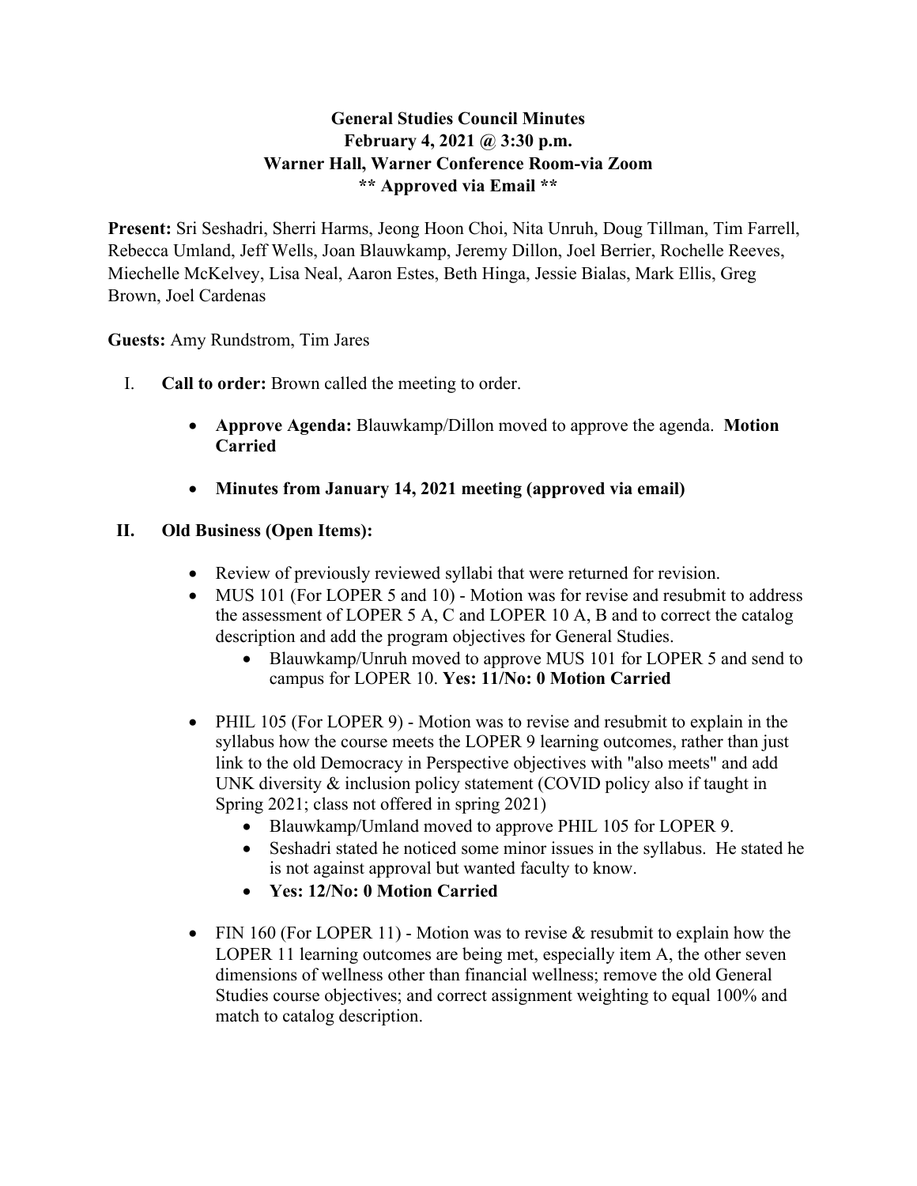**General Studies Council Minutes**
**February 4, 2021 @ 3:30 p.m.**
**Warner Hall, Warner Conference Room-via Zoom**
**\*\* Approved via Email \*\***

**Present:** Sri Seshadri, Sherri Harms, Jeong Hoon Choi, Nita Unruh, Doug Tillman, Tim Farrell, Rebecca Umland, Jeff Wells, Joan Blauwkamp, Jeremy Dillon, Joel Berrier, Rochelle Reeves, Miechelle McKelvey, Lisa Neal, Aaron Estes, Beth Hinga, Jessie Bialas, Mark Ellis, Greg Brown, Joel Cardenas

**Guests:** Amy Rundstrom, Tim Jares

I. **Call to order:** Brown called the meeting to order.

- **Approve Agenda:** Blauwkamp/Dillon moved to approve the agenda. **Motion Carried**
- **Minutes from January 14, 2021 meeting (approved via email)**

**II. Old Business (Open Items):**

- Review of previously reviewed syllabi that were returned for revision.
- MUS 101 (For LOPER 5 and 10) - Motion was for revise and resubmit to address the assessment of LOPER 5 A, C and LOPER 10 A, B and to correct the catalog description and add the program objectives for General Studies.
    - Blauwkamp/Unruh moved to approve MUS 101 for LOPER 5 and send to campus for LOPER 10. **Yes: 11/No: 0 Motion Carried**
- PHIL 105 (For LOPER 9) - Motion was to revise and resubmit to explain in the syllabus how the course meets the LOPER 9 learning outcomes, rather than just link to the old Democracy in Perspective objectives with "also meets" and add UNK diversity & inclusion policy statement (COVID policy also if taught in Spring 2021; class not offered in spring 2021)
    - Blauwkamp/Umland moved to approve PHIL 105 for LOPER 9.
    - Seshadri stated he noticed some minor issues in the syllabus. He stated he is not against approval but wanted faculty to know.
    - **Yes: 12/No: 0 Motion Carried**
- FIN 160 (For LOPER 11) - Motion was to revise & resubmit to explain how the LOPER 11 learning outcomes are being met, especially item A, the other seven dimensions of wellness other than financial wellness; remove the old General Studies course objectives; and correct assignment weighting to equal 100% and match to catalog description.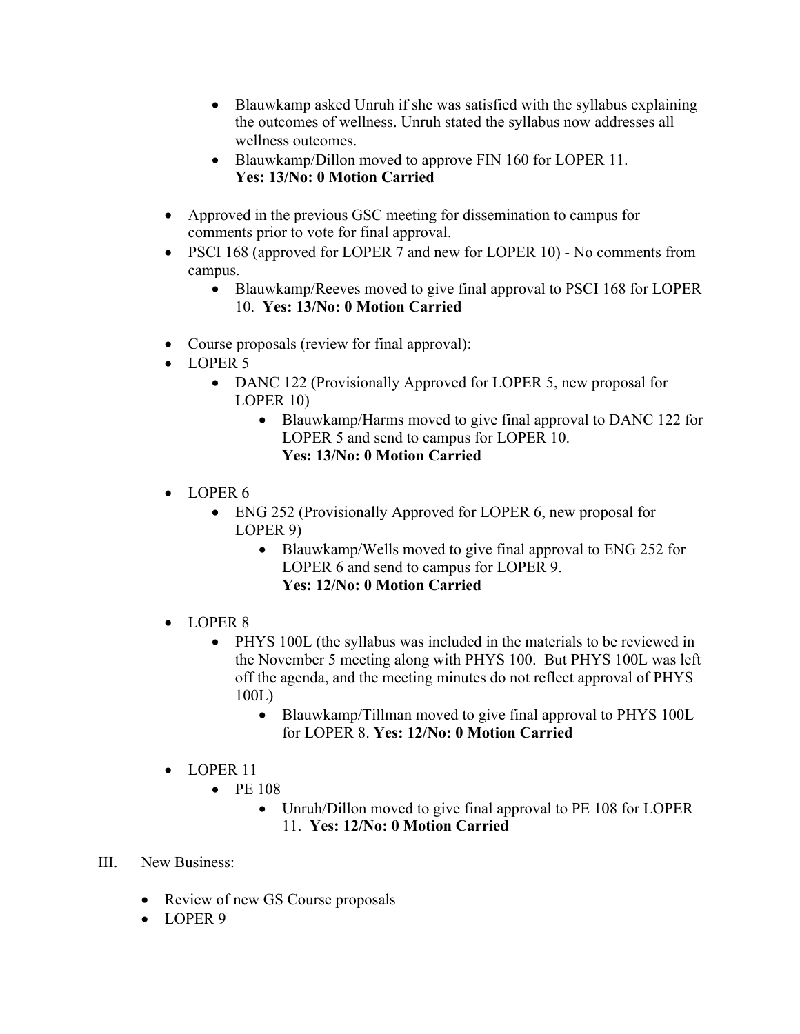- Blauwkamp asked Unruh if she was satisfied with the syllabus explaining the outcomes of wellness. Unruh stated the syllabus now addresses all wellness outcomes.
    - Blauwkamp/Dillon moved to approve FIN 160 for LOPER 11.
      **Yes: 13/No: 0 Motion Carried**

- Approved in the previous GSC meeting for dissemination to campus for comments prior to vote for final approval.
- PSCI 168 (approved for LOPER 7 and new for LOPER 10) - No comments from campus.
    - Blauwkamp/Reeves moved to give final approval to PSCI 168 for LOPER 10. **Yes: 13/No: 0 Motion Carried**

- Course proposals (review for final approval):
- LOPER 5
    - DANC 122 (Provisionally Approved for LOPER 5, new proposal for LOPER 10)
        - Blauwkamp/Harms moved to give final approval to DANC 122 for LOPER 5 and send to campus for LOPER 10.
          **Yes: 13/No: 0 Motion Carried**

- LOPER 6
    - ENG 252 (Provisionally Approved for LOPER 6, new proposal for LOPER 9)
        - Blauwkamp/Wells moved to give final approval to ENG 252 for LOPER 6 and send to campus for LOPER 9.
          **Yes: 12/No: 0 Motion Carried**

- LOPER 8
    - PHYS 100L (the syllabus was included in the materials to be reviewed in the November 5 meeting along with PHYS 100. But PHYS 100L was left off the agenda, and the meeting minutes do not reflect approval of PHYS 100L)
        - Blauwkamp/Tillman moved to give final approval to PHYS 100L for LOPER 8. **Yes: 12/No: 0 Motion Carried**

- LOPER 11
    - PE 108
        - Unruh/Dillon moved to give final approval to PE 108 for LOPER 11. **Yes: 12/No: 0 Motion Carried**

III. New Business:

- Review of new GS Course proposals
- LOPER 9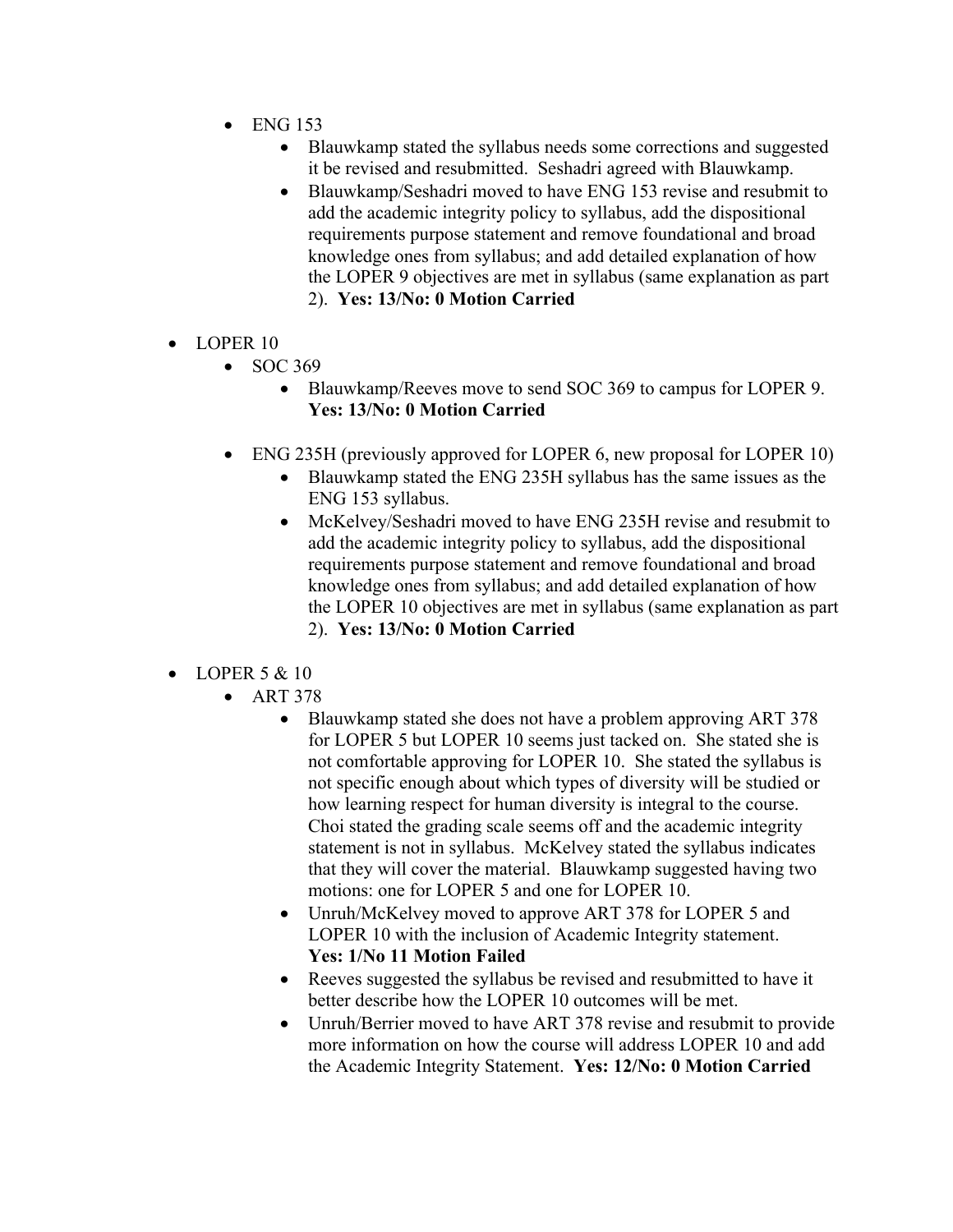- ENG 153
  - Blauwkamp stated the syllabus needs some corrections and suggested it be revised and resubmitted. Seshadri agreed with Blauwkamp.
  - Blauwkamp/Seshadri moved to have ENG 153 revise and resubmit to add the academic integrity policy to syllabus, add the dispositional requirements purpose statement and remove foundational and broad knowledge ones from syllabus; and add detailed explanation of how the LOPER 9 objectives are met in syllabus (same explanation as part 2). **Yes: 13/No: 0 Motion Carried**

- LOPER 10
  - SOC 369
    - Blauwkamp/Reeves move to send SOC 369 to campus for LOPER 9. **Yes: 13/No: 0 Motion Carried**

  - ENG 235H (previously approved for LOPER 6, new proposal for LOPER 10)
    - Blauwkamp stated the ENG 235H syllabus has the same issues as the ENG 153 syllabus.
    - McKelvey/Seshadri moved to have ENG 235H revise and resubmit to add the academic integrity policy to syllabus, add the dispositional requirements purpose statement and remove foundational and broad knowledge ones from syllabus; and add detailed explanation of how the LOPER 10 objectives are met in syllabus (same explanation as part 2). **Yes: 13/No: 0 Motion Carried**

- LOPER 5 & 10
  - ART 378
    - Blauwkamp stated she does not have a problem approving ART 378 for LOPER 5 but LOPER 10 seems just tacked on. She stated she is not comfortable approving for LOPER 10. She stated the syllabus is not specific enough about which types of diversity will be studied or how learning respect for human diversity is integral to the course. Choi stated the grading scale seems off and the academic integrity statement is not in syllabus. McKelvey stated the syllabus indicates that they will cover the material. Blauwkamp suggested having two motions: one for LOPER 5 and one for LOPER 10.
    - Unruh/McKelvey moved to approve ART 378 for LOPER 5 and LOPER 10 with the inclusion of Academic Integrity statement. **Yes: 1/No 11 Motion Failed**
    - Reeves suggested the syllabus be revised and resubmitted to have it better describe how the LOPER 10 outcomes will be met.
    - Unruh/Berrier moved to have ART 378 revise and resubmit to provide more information on how the course will address LOPER 10 and add the Academic Integrity Statement. **Yes: 12/No: 0 Motion Carried**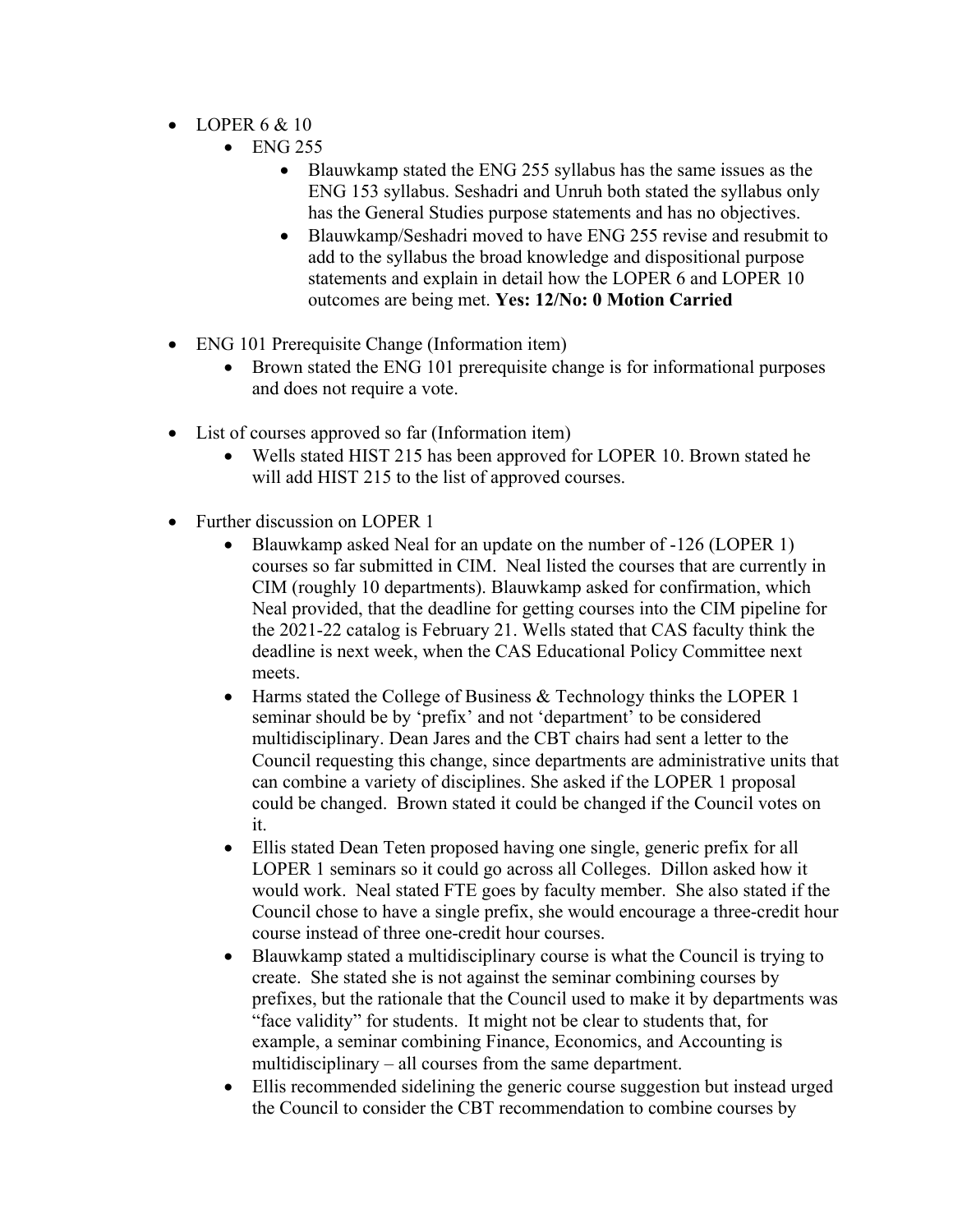- LOPER 6 & 10
  - ENG 255
    - Blauwkamp stated the ENG 255 syllabus has the same issues as the ENG 153 syllabus. Seshadri and Unruh both stated the syllabus only has the General Studies purpose statements and has no objectives.
    - Blauwkamp/Seshadri moved to have ENG 255 revise and resubmit to add to the syllabus the broad knowledge and dispositional purpose statements and explain in detail how the LOPER 6 and LOPER 10 outcomes are being met. **Yes: 12/No: 0 Motion Carried**

- ENG 101 Prerequisite Change (Information item)
  - Brown stated the ENG 101 prerequisite change is for informational purposes and does not require a vote.

- List of courses approved so far (Information item)
  - Wells stated HIST 215 has been approved for LOPER 10. Brown stated he will add HIST 215 to the list of approved courses.

- Further discussion on LOPER 1
  - Blauwkamp asked Neal for an update on the number of -126 (LOPER 1) courses so far submitted in CIM. Neal listed the courses that are currently in CIM (roughly 10 departments). Blauwkamp asked for confirmation, which Neal provided, that the deadline for getting courses into the CIM pipeline for the 2021-22 catalog is February 21. Wells stated that CAS faculty think the deadline is next week, when the CAS Educational Policy Committee next meets.
  - Harms stated the College of Business & Technology thinks the LOPER 1 seminar should be by 'prefix' and not 'department' to be considered multidisciplinary. Dean Jares and the CBT chairs had sent a letter to the Council requesting this change, since departments are administrative units that can combine a variety of disciplines. She asked if the LOPER 1 proposal could be changed. Brown stated it could be changed if the Council votes on it.
  - Ellis stated Dean Teten proposed having one single, generic prefix for all LOPER 1 seminars so it could go across all Colleges. Dillon asked how it would work. Neal stated FTE goes by faculty member. She also stated if the Council chose to have a single prefix, she would encourage a three-credit hour course instead of three one-credit hour courses.
  - Blauwkamp stated a multidisciplinary course is what the Council is trying to create. She stated she is not against the seminar combining courses by prefixes, but the rationale that the Council used to make it by departments was "face validity" for students. It might not be clear to students that, for example, a seminar combining Finance, Economics, and Accounting is multidisciplinary – all courses from the same department.
  - Ellis recommended sidelining the generic course suggestion but instead urged the Council to consider the CBT recommendation to combine courses by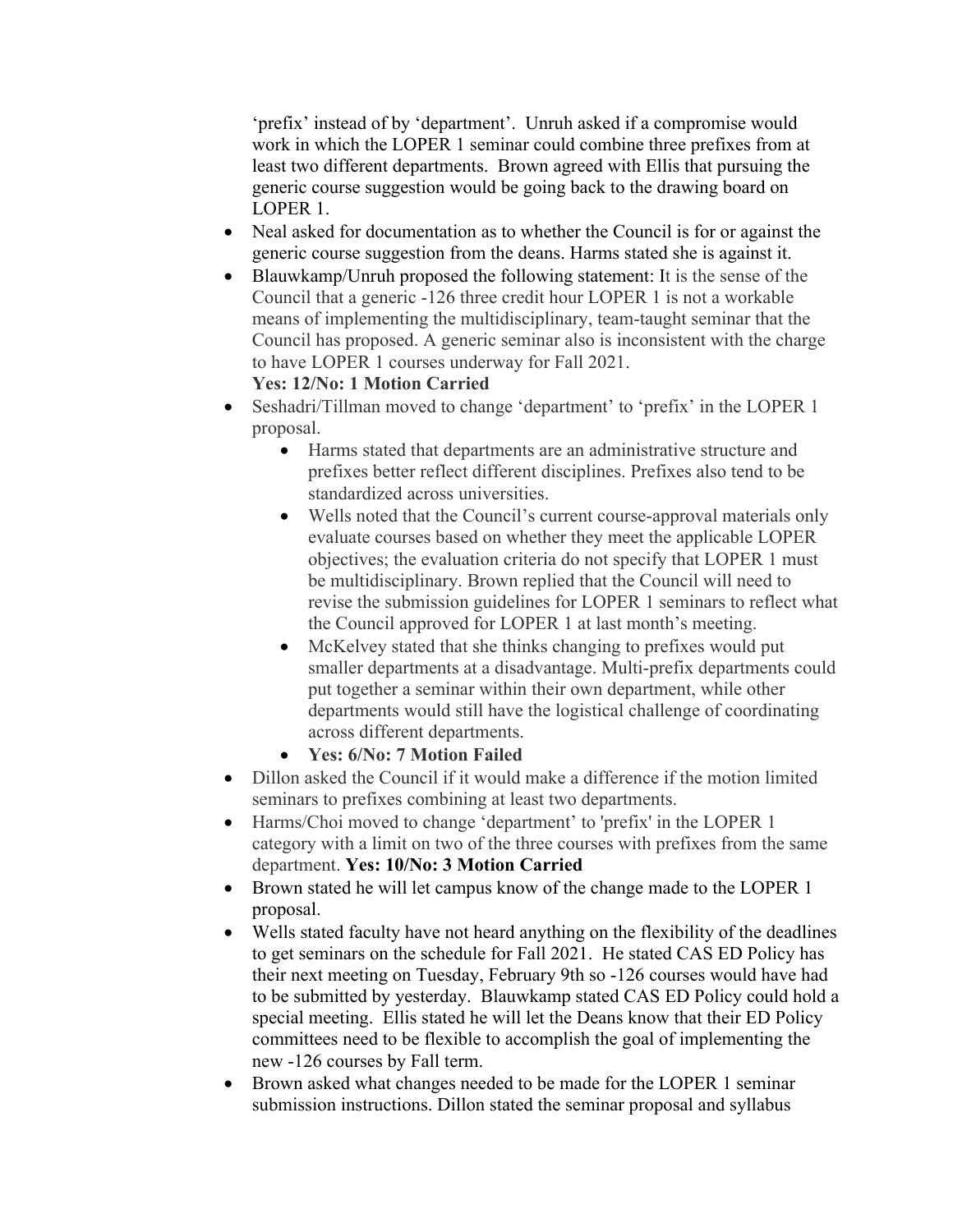'prefix' instead of by 'department'. Unruh asked if a compromise would work in which the LOPER 1 seminar could combine three prefixes from at least two different departments. Brown agreed with Ellis that pursuing the generic course suggestion would be going back to the drawing board on LOPER 1.

- Neal asked for documentation as to whether the Council is for or against the generic course suggestion from the deans. Harms stated she is against it.
- Blauwkamp/Unruh proposed the following statement: It is the sense of the Council that a generic -126 three credit hour LOPER 1 is not a workable means of implementing the multidisciplinary, team-taught seminar that the Council has proposed. A generic seminar also is inconsistent with the charge to have LOPER 1 courses underway for Fall 2021.
  **Yes: 12/No: 1 Motion Carried**
- Seshadri/Tillman moved to change 'department' to 'prefix' in the LOPER 1 proposal.
    - Harms stated that departments are an administrative structure and prefixes better reflect different disciplines. Prefixes also tend to be standardized across universities.
    - Wells noted that the Council's current course-approval materials only evaluate courses based on whether they meet the applicable LOPER objectives; the evaluation criteria do not specify that LOPER 1 must be multidisciplinary. Brown replied that the Council will need to revise the submission guidelines for LOPER 1 seminars to reflect what the Council approved for LOPER 1 at last month's meeting.
    - McKelvey stated that she thinks changing to prefixes would put smaller departments at a disadvantage. Multi-prefix departments could put together a seminar within their own department, while other departments would still have the logistical challenge of coordinating across different departments.
    - **Yes: 6/No: 7 Motion Failed**
- Dillon asked the Council if it would make a difference if the motion limited seminars to prefixes combining at least two departments.
- Harms/Choi moved to change 'department' to 'prefix' in the LOPER 1 category with a limit on two of the three courses with prefixes from the same department. **Yes: 10/No: 3 Motion Carried**
- Brown stated he will let campus know of the change made to the LOPER 1 proposal.
- Wells stated faculty have not heard anything on the flexibility of the deadlines to get seminars on the schedule for Fall 2021. He stated CAS ED Policy has their next meeting on Tuesday, February 9th so -126 courses would have had to be submitted by yesterday. Blauwkamp stated CAS ED Policy could hold a special meeting. Ellis stated he will let the Deans know that their ED Policy committees need to be flexible to accomplish the goal of implementing the new -126 courses by Fall term.
- Brown asked what changes needed to be made for the LOPER 1 seminar submission instructions. Dillon stated the seminar proposal and syllabus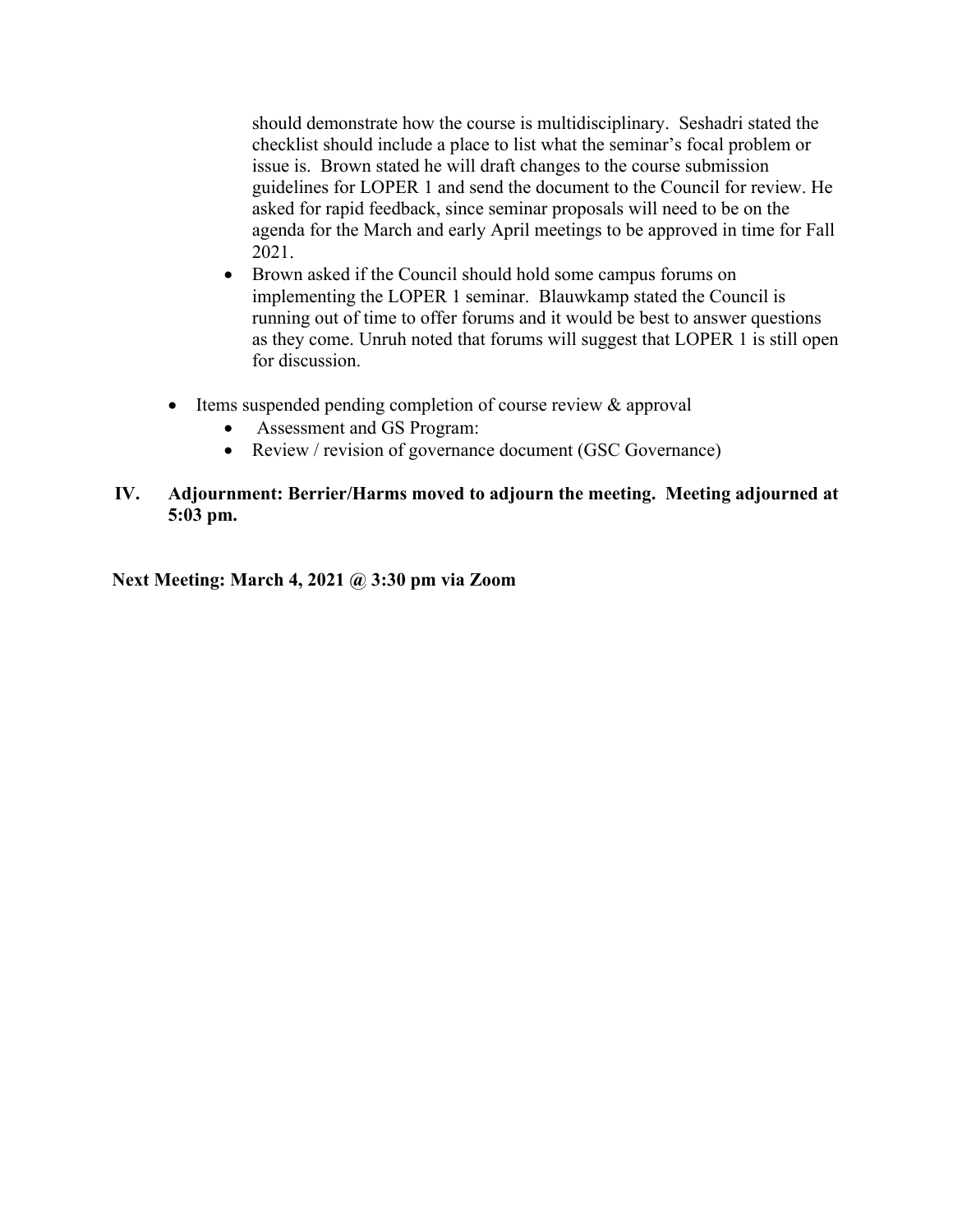should demonstrate how the course is multidisciplinary. Seshadri stated the checklist should include a place to list what the seminar's focal problem or issue is. Brown stated he will draft changes to the course submission guidelines for LOPER 1 and send the document to the Council for review. He asked for rapid feedback, since seminar proposals will need to be on the agenda for the March and early April meetings to be approved in time for Fall 2021.

- Brown asked if the Council should hold some campus forums on implementing the LOPER 1 seminar. Blauwkamp stated the Council is running out of time to offer forums and it would be best to answer questions as they come. Unruh noted that forums will suggest that LOPER 1 is still open for discussion.

- Items suspended pending completion of course review & approval
  - Assessment and GS Program:
  - Review / revision of governance document (GSC Governance)

**IV. Adjournment: Berrier/Harms moved to adjourn the meeting. Meeting adjourned at 5:03 pm.**

**Next Meeting: March 4, 2021 @ 3:30 pm via Zoom**